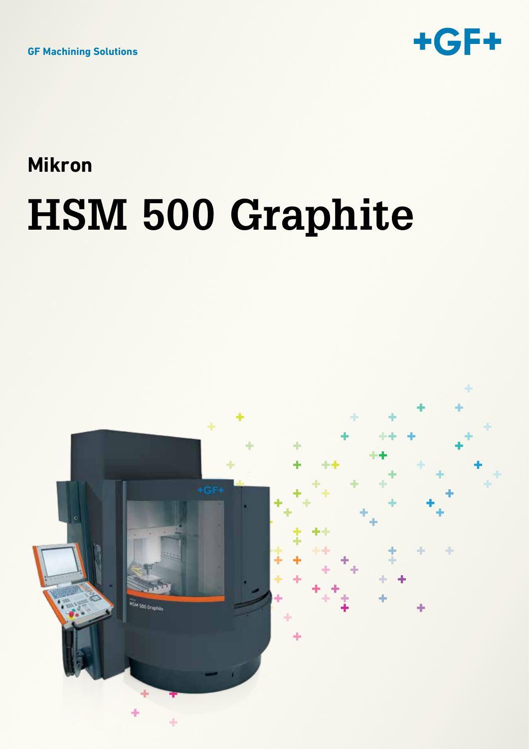GF Machining Solutions

+GF+

**Mikron**

# HSM 500 Graphite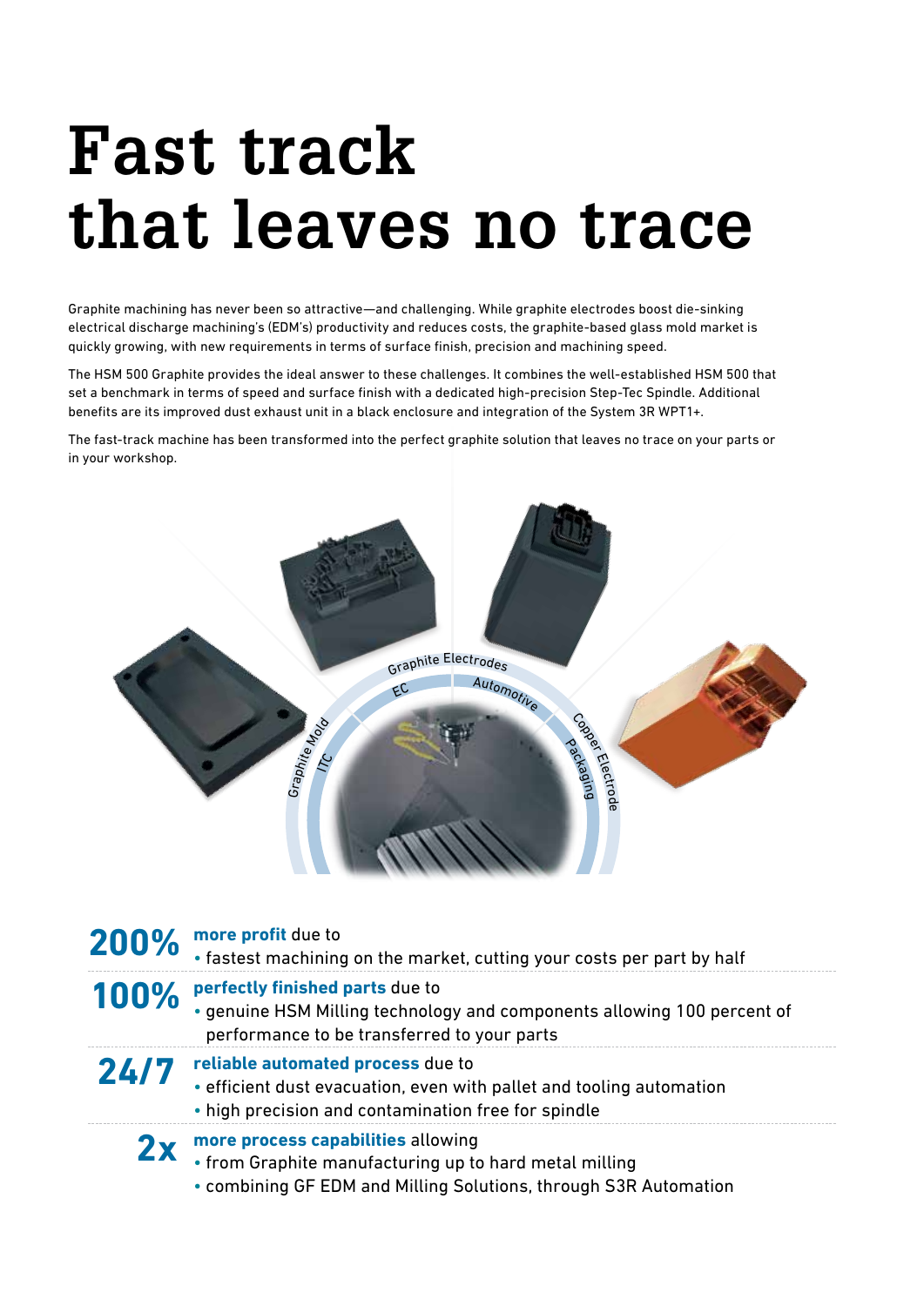# Fast track that leaves no trace

Graphite machining has never been so attractive—and challenging. While graphite electrodes boost die-sinking electrical discharge machining's (EDM's) productivity and reduces costs, the graphite-based glass mold market is quickly growing, with new requirements in terms of surface finish, precision and machining speed.

The HSM 500 Graphite provides the ideal answer to these challenges. It combines the well-established HSM 500 that set a benchmark in terms of speed and surface finish with a dedicated high-precision Step-Tec Spindle. Additional benefits are its improved dust exhaust unit in a black enclosure and integration of the System 3R WPT1+.

The fast-track machine has been transformed into the perfect graphite solution that leaves no trace on your parts or in your workshop.

Graphite Electrodes
EC
Automotive
Graphite Mold
ITC
Copper Electrode
Packaging

**200%** **more profit** due to
- fastest machining on the market, cutting your costs per part by half

**100%** **perfectly finished parts** due to
- genuine HSM Milling technology and components allowing 100 percent of performance to be transferred to your parts

**24/7** **reliable automated process** due to
- efficient dust evacuation, even with pallet and tooling automation
- high precision and contamination free for spindle

**2x** **more process capabilities** allowing
- from Graphite manufacturing up to hard metal milling
- combining GF EDM and Milling Solutions, through S3R Automation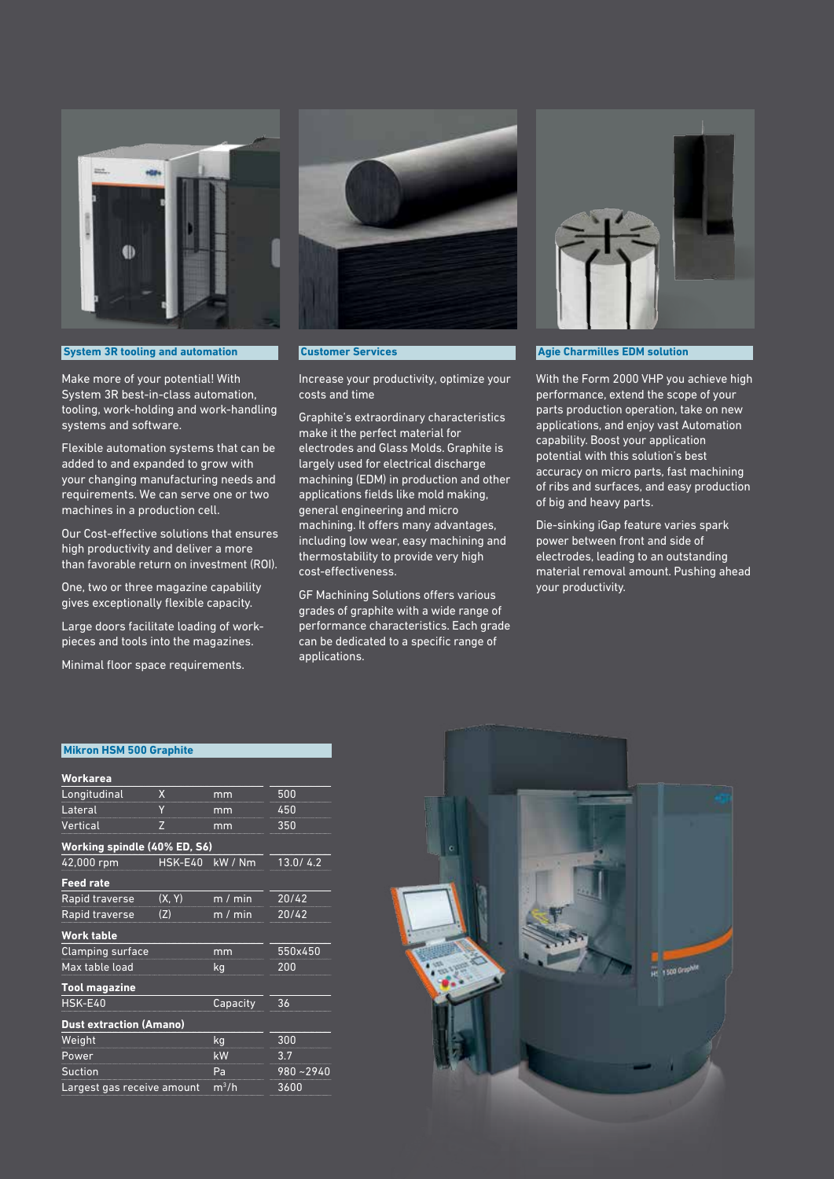## System 3R tooling and automation

Make more of your potential! With System 3R best-in-class automation, tooling, work-holding and work-handling systems and software.

Flexible automation systems that can be added to and expanded to grow with your changing manufacturing needs and requirements. We can serve one or two machines in a production cell.

Our Cost-effective solutions that ensures high productivity and deliver a more than favorable return on investment (ROI).

One, two or three magazine capability gives exceptionally flexible capacity.

Large doors facilitate loading of work-pieces and tools into the magazines.

Minimal floor space requirements.

## Customer Services

Increase your productivity, optimize your costs and time

Graphite's extraordinary characteristics make it the perfect material for electrodes and Glass Molds. Graphite is largely used for electrical discharge machining (EDM) in production and other applications fields like mold making, general engineering and micro machining. It offers many advantages, including low wear, easy machining and thermostability to provide very high cost-effectiveness.

GF Machining Solutions offers various grades of graphite with a wide range of performance characteristics. Each grade can be dedicated to a specific range of applications.

## Agie Charmilles EDM solution

With the Form 2000 VHP you achieve high performance, extend the scope of your parts production operation, take on new applications, and enjoy vast Automation capability. Boost your application potential with this solution's best accuracy on micro parts, fast machining of ribs and surfaces, and easy production of big and heavy parts.

Die-sinking iGap feature varies spark power between front and side of electrodes, leading to an outstanding material removal amount. Pushing ahead your productivity.

## Mikron HSM 500 Graphite

| | | | |
|---|---|---|---|
| **Workarea** | | | |
| Longitudinal | X | mm | 500 |
| Lateral | Y | mm | 450 |
| Vertical | Z | mm | 350 |
| **Working spindle (40% ED, S6)** | | | |
| 42,000 rpm | HSK-E40 | kW / Nm | 13.0/ 4.2 |
| **Feed rate** | | | |
| Rapid traverse | (X, Y) | m / min | 20/42 |
| Rapid traverse | (Z) | m / min | 20/42 |
| **Work table** | | | |
| Clamping surface | | mm | 550x450 |
| Max table load | | kg | 200 |
| **Tool magazine** | | | |
| HSK-E40 | | Capacity | 36 |
| **Dust extraction (Amano)** | | | |
| Weight | | kg | 300 |
| Power | | kW | 3.7 |
| Suction | | Pa | 980 ~2940 |
| Largest gas receive amount | | $m^3/h$ | 3600 |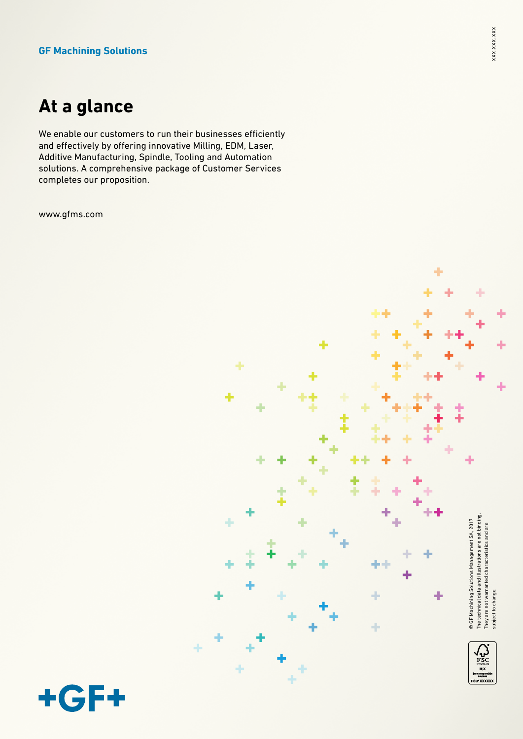GF Machining Solutions

# At a glance

We enable our customers to run their businesses efficiently and effectively by offering innovative Milling, EDM, Laser, Additive Manufacturing, Spindle, Tooling and Automation solutions. A comprehensive package of Customer Services completes our proposition.

www.gfms.com

XXX.XXX.XXX

© GF Machining Solutions Management SA, 2017
The technical data and illustrations are not binding.
They are not warranted characteristics and are subject to change.

FSC
www.fsc.org
MIX
From responsible sources
FSC® XXXXXX

+GF+